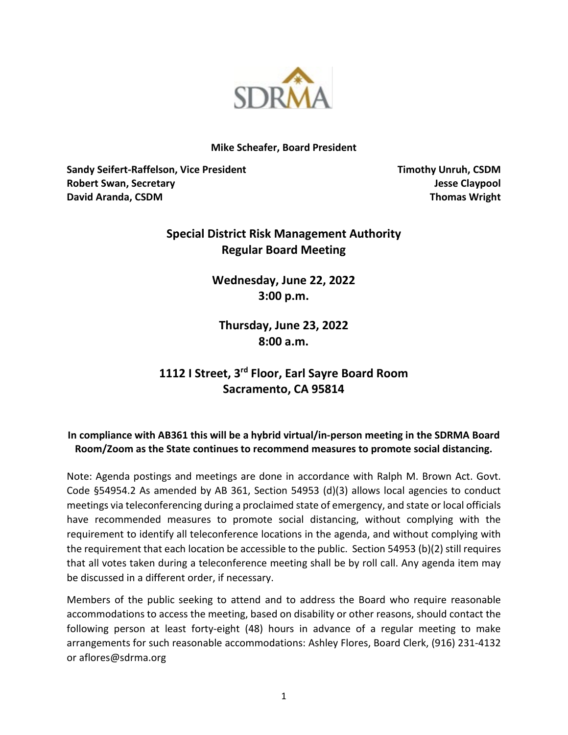SDRMA

**Mike Scheafer, Board President**

**Sandy Seifert-Raffelson, Vice President**
**Robert Swan, Secretary**
**David Aranda, CSDM**
**Timothy Unruh, CSDM**
**Jesse Claypool**
**Thomas Wright**

## Special District Risk Management Authority Regular Board Meeting

## Wednesday, June 22, 2022 3:00 p.m.

## Thursday, June 23, 2022 8:00 a.m.

## 1112 I Street, 3rd Floor, Earl Sayre Board Room Sacramento, CA 95814

**In compliance with AB361 this will be a hybrid virtual/in-person meeting in the SDRMA Board Room/Zoom as the State continues to recommend measures to promote social distancing.**

Note: Agenda postings and meetings are done in accordance with Ralph M. Brown Act. Govt. Code §54954.2 As amended by AB 361, Section 54953 (d)(3) allows local agencies to conduct meetings via teleconferencing during a proclaimed state of emergency, and state or local officials have recommended measures to promote social distancing, without complying with the requirement to identify all teleconference locations in the agenda, and without complying with the requirement that each location be accessible to the public. Section 54953 (b)(2) still requires that all votes taken during a teleconference meeting shall be by roll call. Any agenda item may be discussed in a different order, if necessary.

Members of the public seeking to attend and to address the Board who require reasonable accommodations to access the meeting, based on disability or other reasons, should contact the following person at least forty-eight (48) hours in advance of a regular meeting to make arrangements for such reasonable accommodations: Ashley Flores, Board Clerk, (916) 231-4132 or aflores@sdrma.org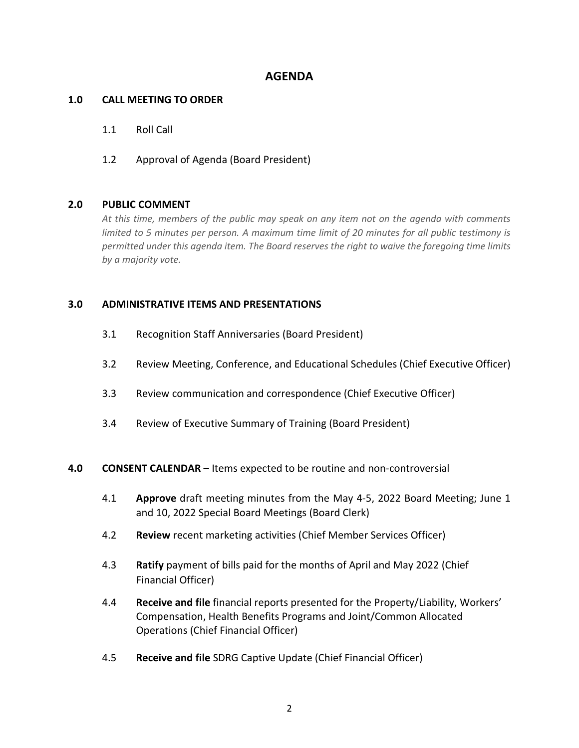# AGENDA

## 1.0 CALL MEETING TO ORDER

1.1 Roll Call

1.2 Approval of Agenda (Board President)

## 2.0 PUBLIC COMMENT

*At this time, members of the public may speak on any item not on the agenda with comments limited to 5 minutes per person. A maximum time limit of 20 minutes for all public testimony is permitted under this agenda item. The Board reserves the right to waive the foregoing time limits by a majority vote.*

## 3.0 ADMINISTRATIVE ITEMS AND PRESENTATIONS

3.1 Recognition Staff Anniversaries (Board President)

3.2 Review Meeting, Conference, and Educational Schedules (Chief Executive Officer)

3.3 Review communication and correspondence (Chief Executive Officer)

3.4 Review of Executive Summary of Training (Board President)

## 4.0 CONSENT CALENDAR – Items expected to be routine and non-controversial

4.1 **Approve** draft meeting minutes from the May 4-5, 2022 Board Meeting; June 1 and 10, 2022 Special Board Meetings (Board Clerk)

4.2 **Review** recent marketing activities (Chief Member Services Officer)

4.3 **Ratify** payment of bills paid for the months of April and May 2022 (Chief Financial Officer)

4.4 **Receive and file** financial reports presented for the Property/Liability, Workers' Compensation, Health Benefits Programs and Joint/Common Allocated Operations (Chief Financial Officer)

4.5 **Receive and file** SDRG Captive Update (Chief Financial Officer)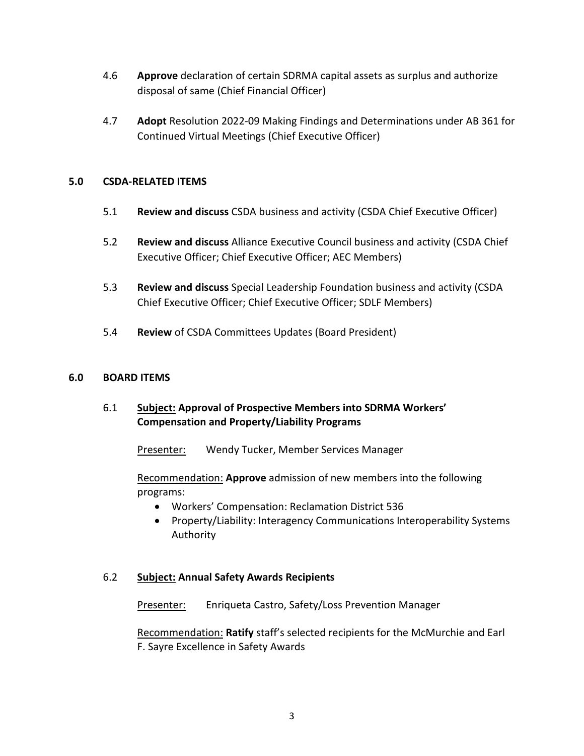4.6 **Approve** declaration of certain SDRMA capital assets as surplus and authorize disposal of same (Chief Financial Officer)

4.7 **Adopt** Resolution 2022-09 Making Findings and Determinations under AB 361 for Continued Virtual Meetings (Chief Executive Officer)

## 5.0 CSDA-RELATED ITEMS

5.1 **Review and discuss** CSDA business and activity (CSDA Chief Executive Officer)

5.2 **Review and discuss** Alliance Executive Council business and activity (CSDA Chief Executive Officer; Chief Executive Officer; AEC Members)

5.3 **Review and discuss** Special Leadership Foundation business and activity (CSDA Chief Executive Officer; Chief Executive Officer; SDLF Members)

5.4 **Review** of CSDA Committees Updates (Board President)

## 6.0 BOARD ITEMS

6.1 **Subject: Approval of Prospective Members into SDRMA Workers' Compensation and Property/Liability Programs**

Presenter: Wendy Tucker, Member Services Manager

Recommendation: **Approve** admission of new members into the following programs:

- Workers' Compensation: Reclamation District 536
- Property/Liability: Interagency Communications Interoperability Systems Authority

6.2 **Subject: Annual Safety Awards Recipients**

Presenter: Enriqueta Castro, Safety/Loss Prevention Manager

Recommendation: **Ratify** staff's selected recipients for the McMurchie and Earl F. Sayre Excellence in Safety Awards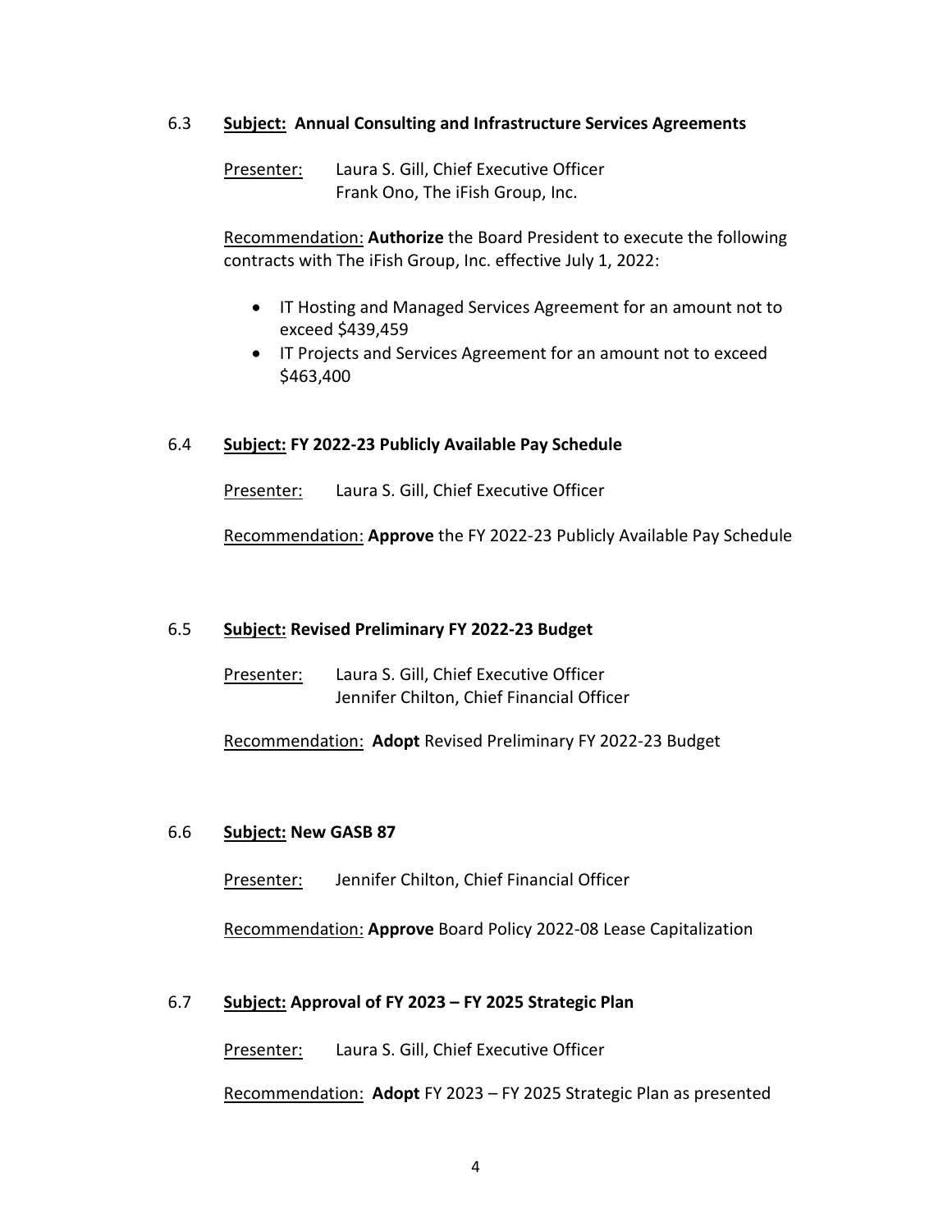6.3 **<u>Subject:</u> Annual Consulting and Infrastructure Services Agreements**

<u>Presenter:</u> Laura S. Gill, Chief Executive Officer
Frank Ono, The iFish Group, Inc.

<u>Recommendation:</u> **Authorize** the Board President to execute the following contracts with The iFish Group, Inc. effective July 1, 2022:

- IT Hosting and Managed Services Agreement for an amount not to exceed $439,459
- IT Projects and Services Agreement for an amount not to exceed $463,400

6.4 **<u>Subject:</u> FY 2022-23 Publicly Available Pay Schedule**

<u>Presenter:</u> Laura S. Gill, Chief Executive Officer

<u>Recommendation:</u> **Approve** the FY 2022-23 Publicly Available Pay Schedule

6.5 **<u>Subject:</u> Revised Preliminary FY 2022-23 Budget**

<u>Presenter:</u> Laura S. Gill, Chief Executive Officer
Jennifer Chilton, Chief Financial Officer

<u>Recommendation:</u> **Adopt** Revised Preliminary FY 2022-23 Budget

6.6 **<u>Subject:</u> New GASB 87**

<u>Presenter:</u> Jennifer Chilton, Chief Financial Officer

<u>Recommendation:</u> **Approve** Board Policy 2022-08 Lease Capitalization

6.7 **<u>Subject:</u> Approval of FY 2023 – FY 2025 Strategic Plan**

<u>Presenter:</u> Laura S. Gill, Chief Executive Officer

<u>Recommendation:</u> **Adopt** FY 2023 – FY 2025 Strategic Plan as presented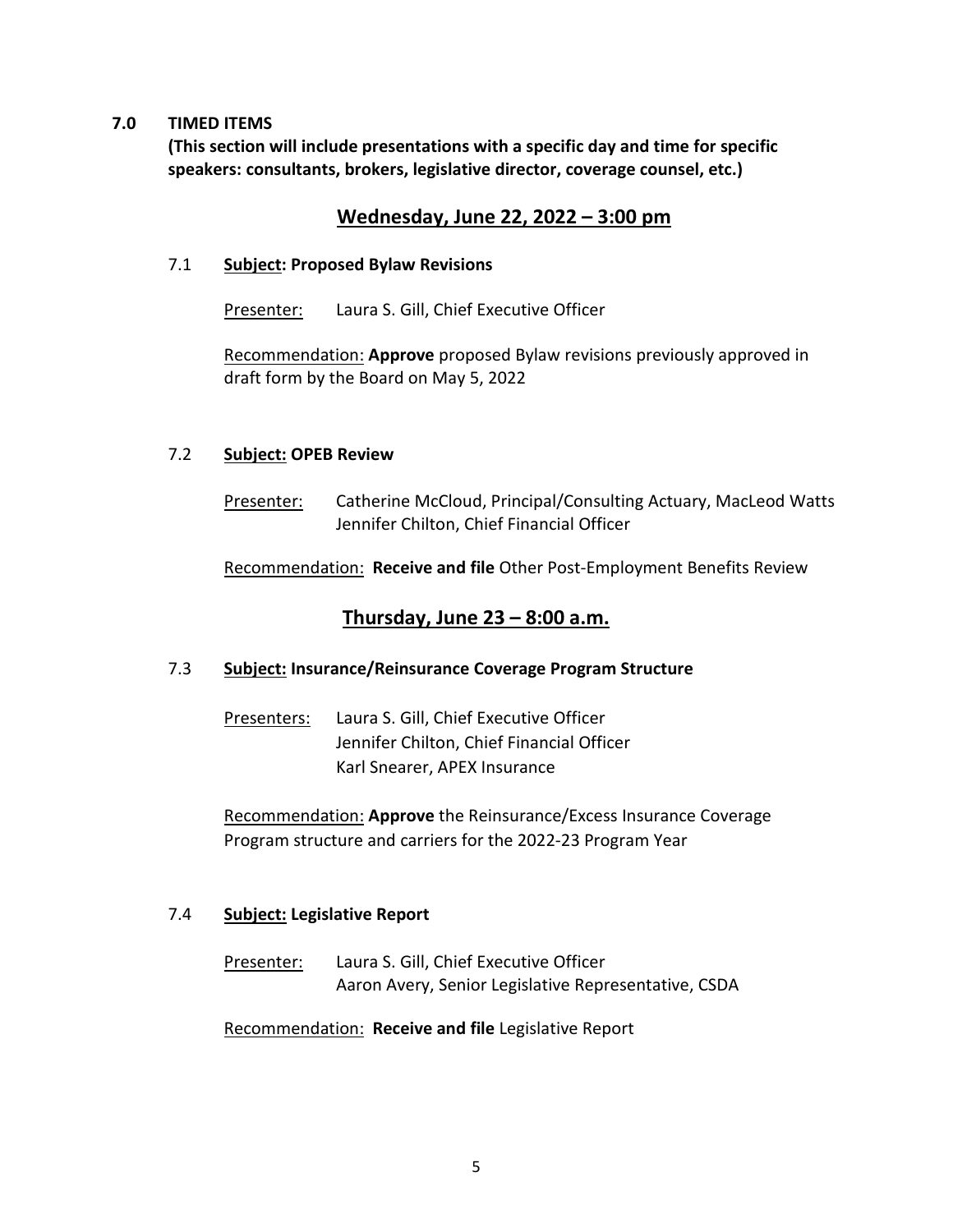## 7.0 TIMED ITEMS

**(This section will include presentations with a specific day and time for specific speakers: consultants, brokers, legislative director, coverage counsel, etc.)**

### Wednesday, June 22, 2022 – 3:00 pm

7.1 **Subject: Proposed Bylaw Revisions**

Presenter: Laura S. Gill, Chief Executive Officer

Recommendation: **Approve** proposed Bylaw revisions previously approved in draft form by the Board on May 5, 2022

7.2 **Subject: OPEB Review**

Presenter: Catherine McCloud, Principal/Consulting Actuary, MacLeod Watts
Jennifer Chilton, Chief Financial Officer

Recommendation: **Receive and file** Other Post-Employment Benefits Review

### Thursday, June 23 – 8:00 a.m.

7.3 **Subject: Insurance/Reinsurance Coverage Program Structure**

Presenters: Laura S. Gill, Chief Executive Officer
Jennifer Chilton, Chief Financial Officer
Karl Snearer, APEX Insurance

Recommendation: **Approve** the Reinsurance/Excess Insurance Coverage Program structure and carriers for the 2022-23 Program Year

7.4 **Subject: Legislative Report**

Presenter: Laura S. Gill, Chief Executive Officer
Aaron Avery, Senior Legislative Representative, CSDA

Recommendation: **Receive and file** Legislative Report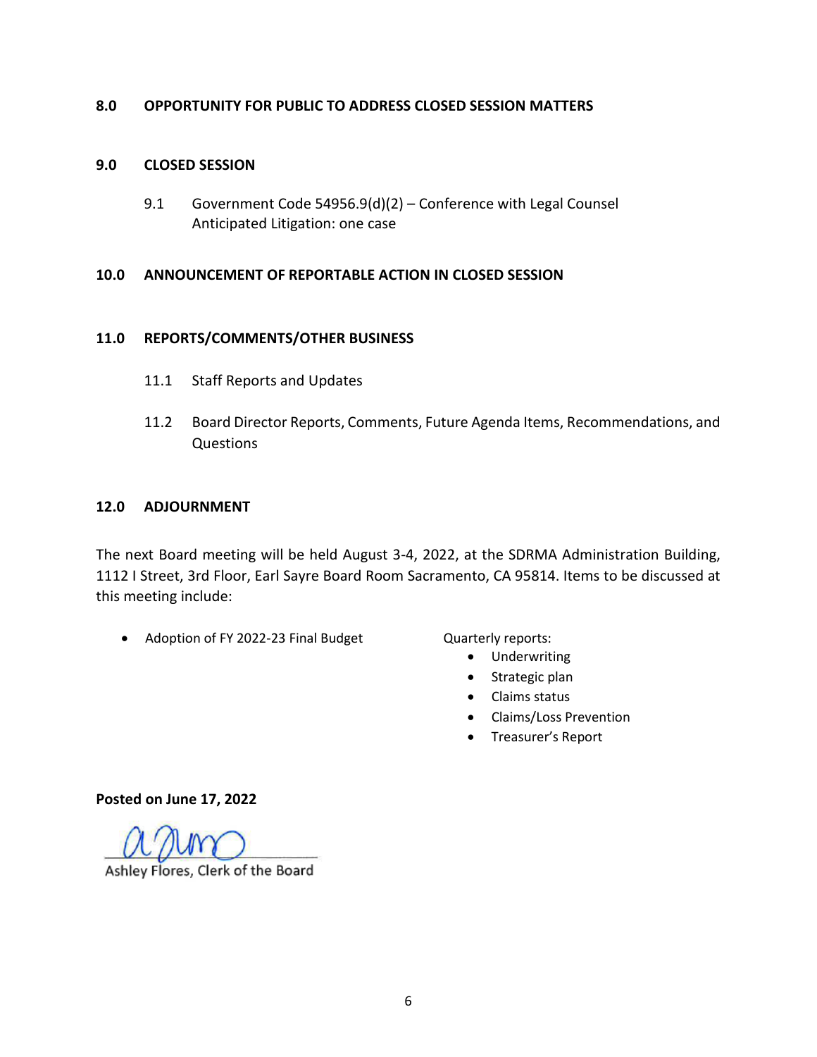## 8.0 OPPORTUNITY FOR PUBLIC TO ADDRESS CLOSED SESSION MATTERS

## 9.0 CLOSED SESSION

9.1 Government Code 54956.9(d)(2) – Conference with Legal Counsel
Anticipated Litigation: one case

## 10.0 ANNOUNCEMENT OF REPORTABLE ACTION IN CLOSED SESSION

## 11.0 REPORTS/COMMENTS/OTHER BUSINESS

11.1 Staff Reports and Updates

11.2 Board Director Reports, Comments, Future Agenda Items, Recommendations, and Questions

## 12.0 ADJOURNMENT

The next Board meeting will be held August 3-4, 2022, at the SDRMA Administration Building, 1112 I Street, 3rd Floor, Earl Sayre Board Room Sacramento, CA 95814. Items to be discussed at this meeting include:

- Adoption of FY 2022-23 Final Budget

Quarterly reports:

- Underwriting
- Strategic plan
- Claims status
- Claims/Loss Prevention
- Treasurer's Report

**Posted on June 17, 2022**

Ashley Flores, Clerk of the Board